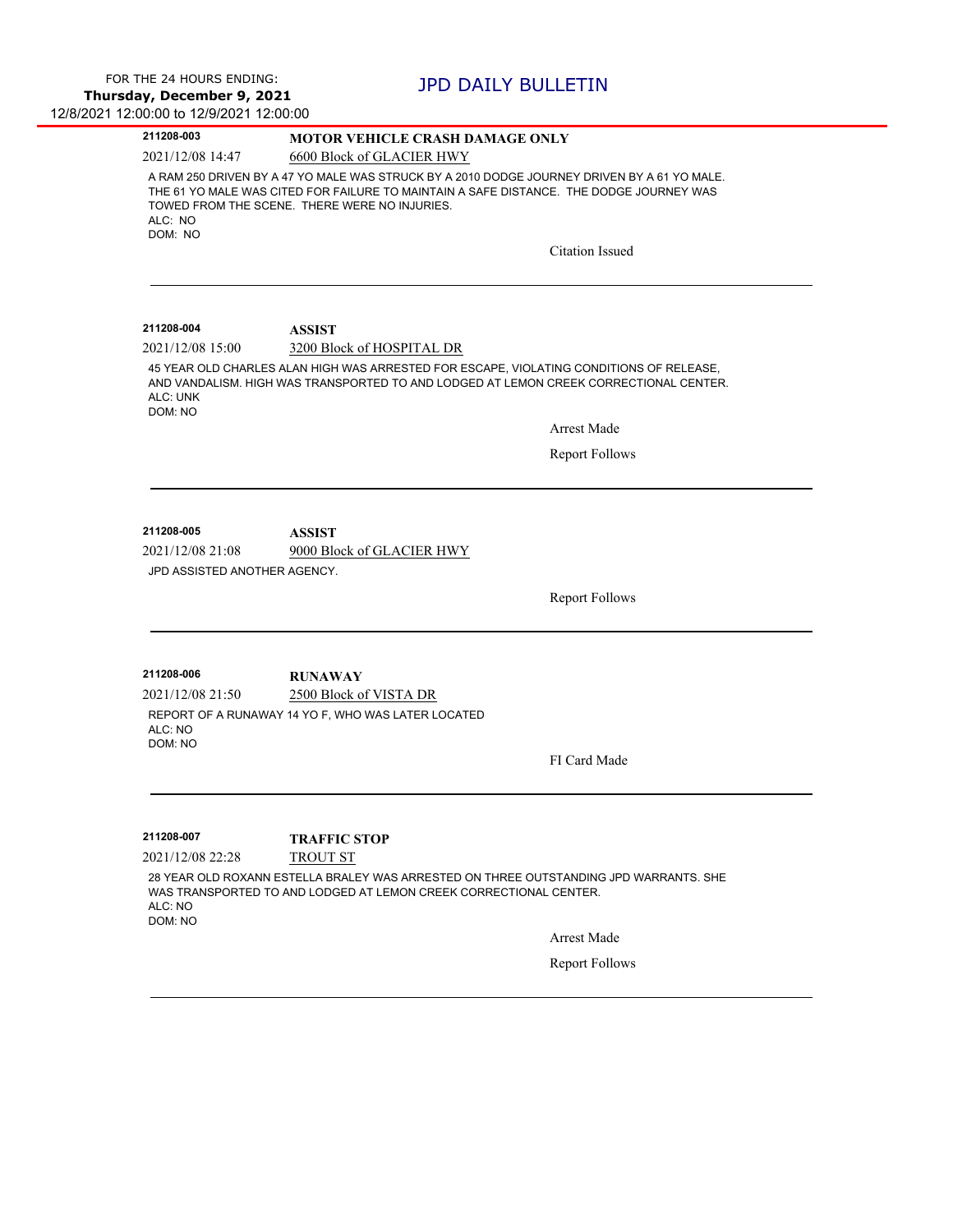FOR THE 24 HOURS ENDING:
**Thursday, December 9, 2021**
12/8/2021 12:00:00 to 12/9/2021 12:00:00

# JPD DAILY BULLETIN

---

**211208-003** **MOTOR VEHICLE CRASH DAMAGE ONLY**

2021/12/08 14:47 6600 Block of GLACIER HWY

A RAM 250 DRIVEN BY A 47 YO MALE WAS STRUCK BY A 2010 DODGE JOURNEY DRIVEN BY A 61 YO MALE. THE 61 YO MALE WAS CITED FOR FAILURE TO MAINTAIN A SAFE DISTANCE. THE DODGE JOURNEY WAS TOWED FROM THE SCENE. THERE WERE NO INJURIES.
ALC: NO
DOM: NO

Citation Issued

---

**211208-004** **ASSIST**

2021/12/08 15:00 3200 Block of HOSPITAL DR

45 YEAR OLD CHARLES ALAN HIGH WAS ARRESTED FOR ESCAPE, VIOLATING CONDITIONS OF RELEASE, AND VANDALISM. HIGH WAS TRANSPORTED TO AND LODGED AT LEMON CREEK CORRECTIONAL CENTER.
ALC: UNK
DOM: NO

Arrest Made

Report Follows

---

**211208-005** **ASSIST**

2021/12/08 21:08 9000 Block of GLACIER HWY

JPD ASSISTED ANOTHER AGENCY.

Report Follows

---

**211208-006** **RUNAWAY**

2021/12/08 21:50 2500 Block of VISTA DR

REPORT OF A RUNAWAY 14 YO F, WHO WAS LATER LOCATED
ALC: NO
DOM: NO

FI Card Made

---

**211208-007** **TRAFFIC STOP**

2021/12/08 22:28 TROUT ST

28 YEAR OLD ROXANN ESTELLA BRALEY WAS ARRESTED ON THREE OUTSTANDING JPD WARRANTS. SHE WAS TRANSPORTED TO AND LODGED AT LEMON CREEK CORRECTIONAL CENTER.
ALC: NO
DOM: NO

Arrest Made

Report Follows

---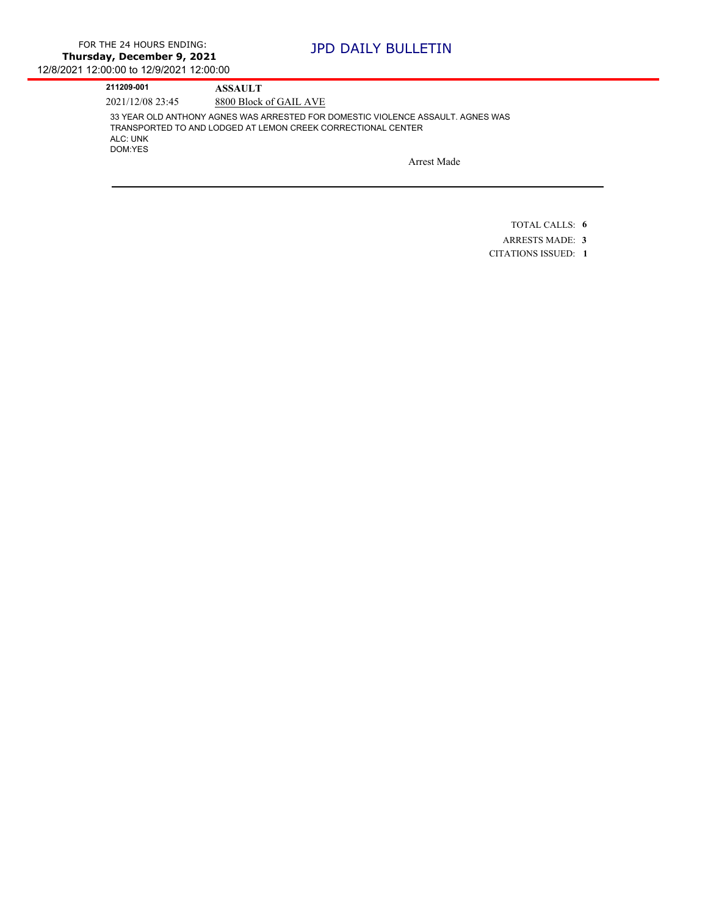FOR THE 24 HOURS ENDING:
**Thursday, December 9, 2021**
12/8/2021 12:00:00 to 12/9/2021 12:00:00

# JPD DAILY BULLETIN

**211209-001** **ASSAULT**

2021/12/08 23:45 8800 Block of GAIL AVE

33 YEAR OLD ANTHONY AGNES WAS ARRESTED FOR DOMESTIC VIOLENCE ASSAULT. AGNES WAS TRANSPORTED TO AND LODGED AT LEMON CREEK CORRECTIONAL CENTER
ALC: UNK
DOM:YES

Arrest Made

---

TOTAL CALLS: **6**
ARRESTS MADE: **3**
CITATIONS ISSUED: **1**